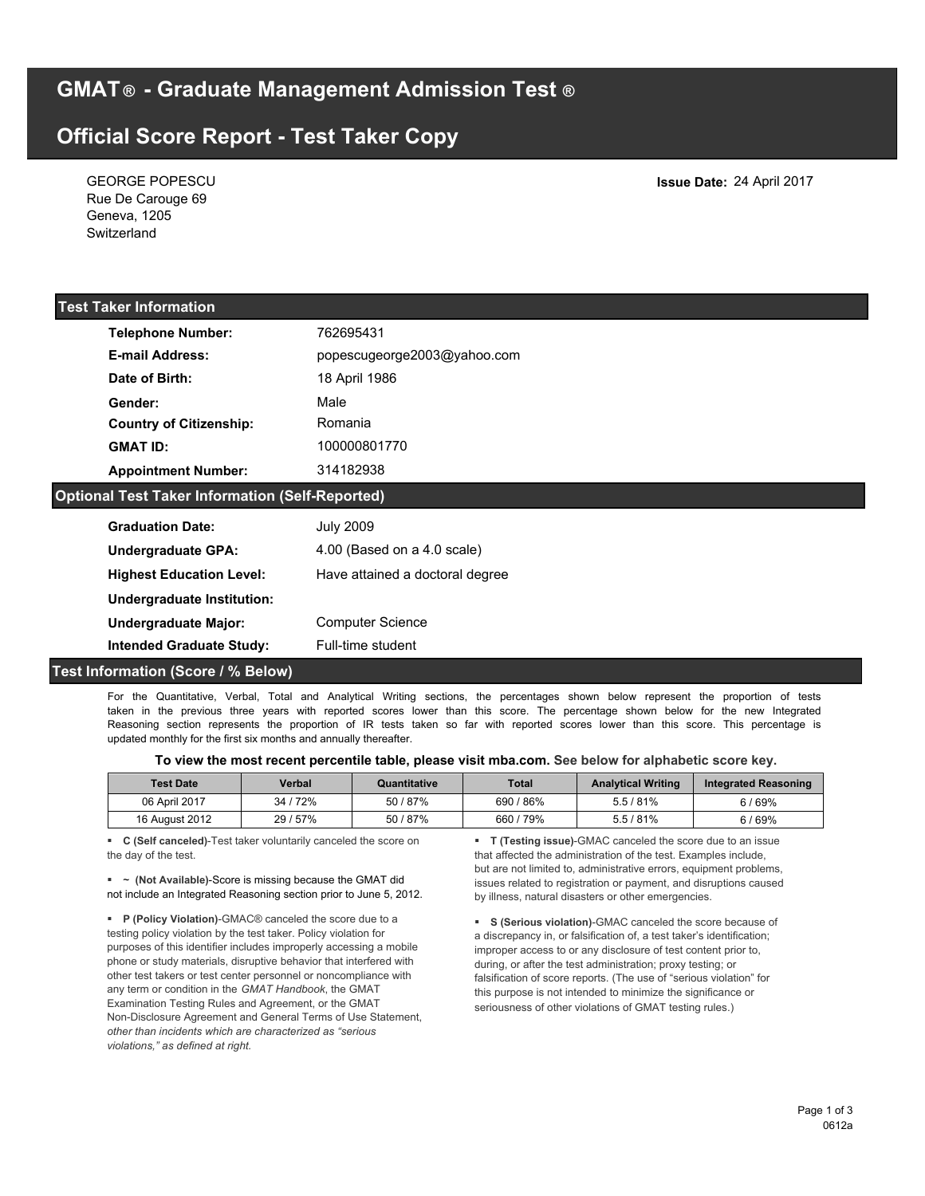# GMAT® - Graduate Management Admission Test ®

## Official Score Report - Test Taker Copy

GEORGE POPESCU
Rue De Carouge 69
Geneva, 1205
Switzerland

**Issue Date:** 24 April 2017

### Test Taker Information

| | |
|---|---|
| **Telephone Number:** | 762695431 |
| **E-mail Address:** | popescugeorge2003@yahoo.com |
| **Date of Birth:** | 18 April 1986 |
| **Gender:** | Male |
| **Country of Citizenship:** | Romania |
| **GMAT ID:** | 100000801770 |
| **Appointment Number:** | 314182938 |

### Optional Test Taker Information (Self-Reported)

| | |
|---|---|
| **Graduation Date:** | July 2009 |
| **Undergraduate GPA:** | 4.00 (Based on a 4.0 scale) |
| **Highest Education Level:** | Have attained a doctoral degree |
| **Undergraduate Institution:** | |
| **Undergraduate Major:** | Computer Science |
| **Intended Graduate Study:** | Full-time student |

### Test Information (Score / % Below)

For the Quantitative, Verbal, Total and Analytical Writing sections, the percentages shown below represent the proportion of tests taken in the previous three years with reported scores lower than this score. The percentage shown below for the new Integrated Reasoning section represents the proportion of IR tests taken so far with reported scores lower than this score. This percentage is updated monthly for the first six months and annually thereafter.

**To view the most recent percentile table, please visit mba.com. See below for alphabetic score key.**

| Test Date | Verbal | Quantitative | Total | Analytical Writing | Integrated Reasoning |
|---|---|---|---|---|---|
| 06 April 2017 | 34 / 72% | 50 / 87% | 690 / 86% | 5.5 / 81% | 6 / 69% |
| 16 August 2012 | 29 / 57% | 50 / 87% | 660 / 79% | 5.5 / 81% | 6 / 69% |

- **C (Self canceled)**-Test taker voluntarily canceled the score on the day of the test.
- **~ (Not Available)**-Score is missing because the GMAT did not include an Integrated Reasoning section prior to June 5, 2012.
- **P (Policy Violation)**-GMAC® canceled the score due to a testing policy violation by the test taker. Policy violation for purposes of this identifier includes improperly accessing a mobile phone or study materials, disruptive behavior that interfered with other test takers or test center personnel or noncompliance with any term or condition in the *GMAT Handbook*, the GMAT Examination Testing Rules and Agreement, or the GMAT Non-Disclosure Agreement and General Terms of Use Statement, *other than incidents which are characterized as "serious violations," as defined at right.*
- **T (Testing issue)**-GMAC canceled the score due to an issue that affected the administration of the test. Examples include, but are not limited to, administrative errors, equipment problems, issues related to registration or payment, and disruptions caused by illness, natural disasters or other emergencies.
- **S (Serious violation)**-GMAC canceled the score because of a discrepancy in, or falsification of, a test taker's identification; improper access to or any disclosure of test content prior to, during, or after the test administration; proxy testing; or falsification of score reports. (The use of "serious violation" for this purpose is not intended to minimize the significance or seriousness of other violations of GMAT testing rules.)

0612a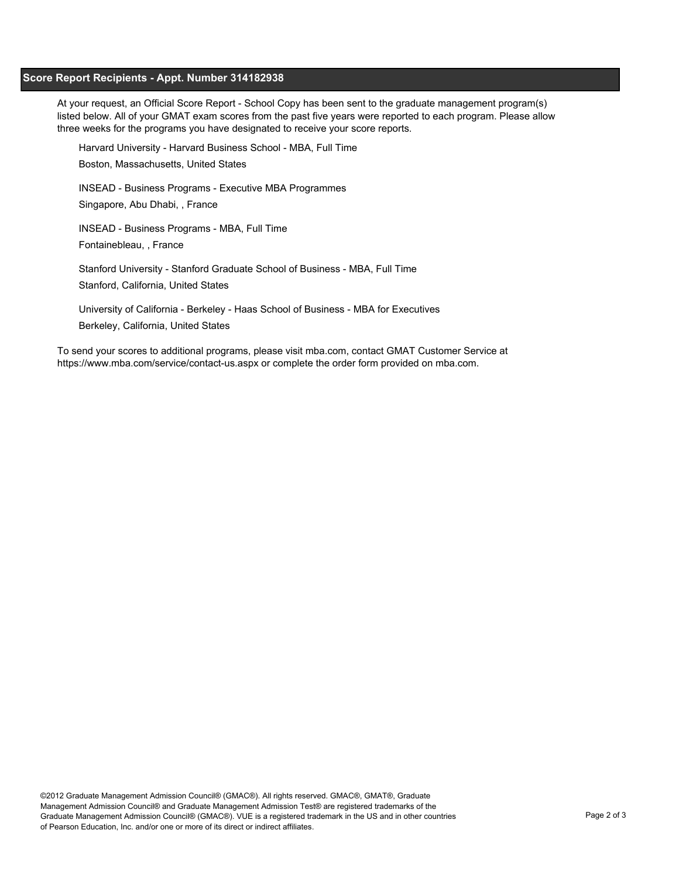## Score Report Recipients - Appt. Number 314182938

At your request, an Official Score Report - School Copy has been sent to the graduate management program(s) listed below. All of your GMAT exam scores from the past five years were reported to each program. Please allow three weeks for the programs you have designated to receive your score reports.

Harvard University - Harvard Business School - MBA, Full Time
Boston, Massachusetts, United States

INSEAD - Business Programs - Executive MBA Programmes
Singapore, Abu Dhabi, , France

INSEAD - Business Programs - MBA, Full Time
Fontainebleau, , France

Stanford University - Stanford Graduate School of Business - MBA, Full Time
Stanford, California, United States

University of California - Berkeley - Haas School of Business - MBA for Executives
Berkeley, California, United States

To send your scores to additional programs, please visit mba.com, contact GMAT Customer Service at https://www.mba.com/service/contact-us.aspx or complete the order form provided on mba.com.

©2012 Graduate Management Admission Council® (GMAC®). All rights reserved. GMAC®, GMAT®, Graduate Management Admission Council® and Graduate Management Admission Test® are registered trademarks of the Graduate Management Admission Council® (GMAC®). VUE is a registered trademark in the US and in other countries of Pearson Education, Inc. and/or one or more of its direct or indirect affiliates.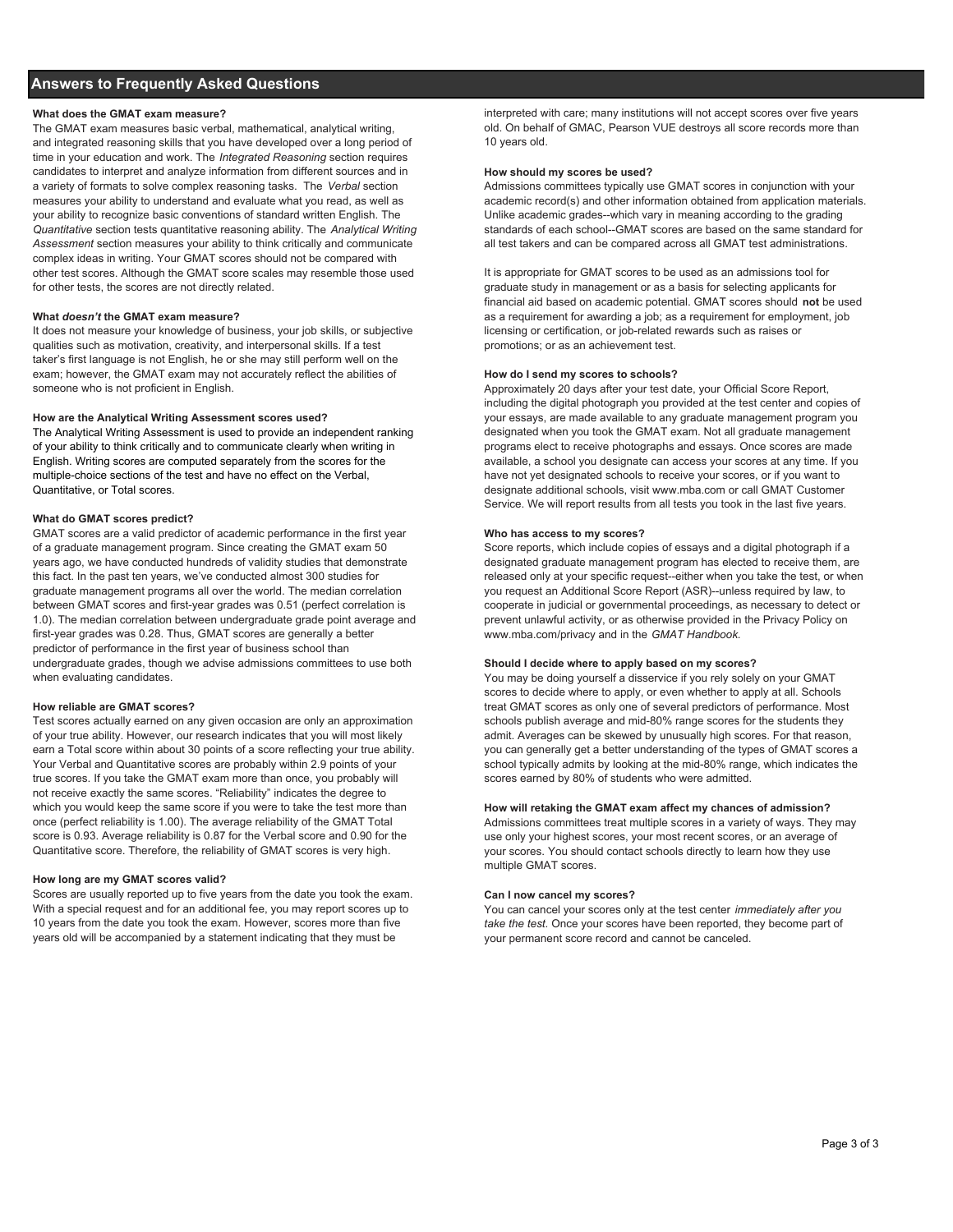## Answers to Frequently Asked Questions

**What does the GMAT exam measure?**

The GMAT exam measures basic verbal, mathematical, analytical writing, and integrated reasoning skills that you have developed over a long period of time in your education and work. The *Integrated Reasoning* section requires candidates to interpret and analyze information from different sources and in a variety of formats to solve complex reasoning tasks. The *Verbal* section measures your ability to understand and evaluate what you read, as well as your ability to recognize basic conventions of standard written English. The *Quantitative* section tests quantitative reasoning ability. The *Analytical Writing Assessment* section measures your ability to think critically and communicate complex ideas in writing. Your GMAT scores should not be compared with other test scores. Although the GMAT score scales may resemble those used for other tests, the scores are not directly related.

**What *doesn't* the GMAT exam measure?**

It does not measure your knowledge of business, your job skills, or subjective qualities such as motivation, creativity, and interpersonal skills. If a test taker's first language is not English, he or she may still perform well on the exam; however, the GMAT exam may not accurately reflect the abilities of someone who is not proficient in English.

**How are the Analytical Writing Assessment scores used?**

The Analytical Writing Assessment is used to provide an independent ranking of your ability to think critically and to communicate clearly when writing in English. Writing scores are computed separately from the scores for the multiple-choice sections of the test and have no effect on the Verbal, Quantitative, or Total scores.

**What do GMAT scores predict?**

GMAT scores are a valid predictor of academic performance in the first year of a graduate management program. Since creating the GMAT exam 50 years ago, we have conducted hundreds of validity studies that demonstrate this fact. In the past ten years, we've conducted almost 300 studies for graduate management programs all over the world. The median correlation between GMAT scores and first-year grades was 0.51 (perfect correlation is 1.0). The median correlation between undergraduate grade point average and first-year grades was 0.28. Thus, GMAT scores are generally a better predictor of performance in the first year of business school than undergraduate grades, though we advise admissions committees to use both when evaluating candidates.

**How reliable are GMAT scores?**

Test scores actually earned on any given occasion are only an approximation of your true ability. However, our research indicates that you will most likely earn a Total score within about 30 points of a score reflecting your true ability. Your Verbal and Quantitative scores are probably within 2.9 points of your true scores. If you take the GMAT exam more than once, you probably will not receive exactly the same scores. "Reliability" indicates the degree to which you would keep the same score if you were to take the test more than once (perfect reliability is 1.00). The average reliability of the GMAT Total score is 0.93. Average reliability is 0.87 for the Verbal score and 0.90 for the Quantitative score. Therefore, the reliability of GMAT scores is very high.

**How long are my GMAT scores valid?**

Scores are usually reported up to five years from the date you took the exam. With a special request and for an additional fee, you may report scores up to 10 years from the date you took the exam. However, scores more than five years old will be accompanied by a statement indicating that they must be interpreted with care; many institutions will not accept scores over five years old. On behalf of GMAC, Pearson VUE destroys all score records more than 10 years old.

**How should my scores be used?**

Admissions committees typically use GMAT scores in conjunction with your academic record(s) and other information obtained from application materials. Unlike academic grades--which vary in meaning according to the grading standards of each school--GMAT scores are based on the same standard for all test takers and can be compared across all GMAT test administrations.

It is appropriate for GMAT scores to be used as an admissions tool for graduate study in management or as a basis for selecting applicants for financial aid based on academic potential. GMAT scores should **not** be used as a requirement for awarding a job; as a requirement for employment, job licensing or certification, or job-related rewards such as raises or promotions; or as an achievement test.

**How do I send my scores to schools?**

Approximately 20 days after your test date, your Official Score Report, including the digital photograph you provided at the test center and copies of your essays, are made available to any graduate management program you designated when you took the GMAT exam. Not all graduate management programs elect to receive photographs and essays. Once scores are made available, a school you designate can access your scores at any time. If you have not yet designated schools to receive your scores, or if you want to designate additional schools, visit www.mba.com or call GMAT Customer Service. We will report results from all tests you took in the last five years.

**Who has access to my scores?**

Score reports, which include copies of essays and a digital photograph if a designated graduate management program has elected to receive them, are released only at your specific request--either when you take the test, or when you request an Additional Score Report (ASR)--unless required by law, to cooperate in judicial or governmental proceedings, as necessary to detect or prevent unlawful activity, or as otherwise provided in the Privacy Policy on www.mba.com/privacy and in the *GMAT Handbook.*

**Should I decide where to apply based on my scores?**

You may be doing yourself a disservice if you rely solely on your GMAT scores to decide where to apply, or even whether to apply at all. Schools treat GMAT scores as only one of several predictors of performance. Most schools publish average and mid-80% range scores for the students they admit. Averages can be skewed by unusually high scores. For that reason, you can generally get a better understanding of the types of GMAT scores a school typically admits by looking at the mid-80% range, which indicates the scores earned by 80% of students who were admitted.

**How will retaking the GMAT exam affect my chances of admission?**

Admissions committees treat multiple scores in a variety of ways. They may use only your highest scores, your most recent scores, or an average of your scores. You should contact schools directly to learn how they use multiple GMAT scores.

**Can I now cancel my scores?**

You can cancel your scores only at the test center *immediately after you take the test.* Once your scores have been reported, they become part of your permanent score record and cannot be canceled.